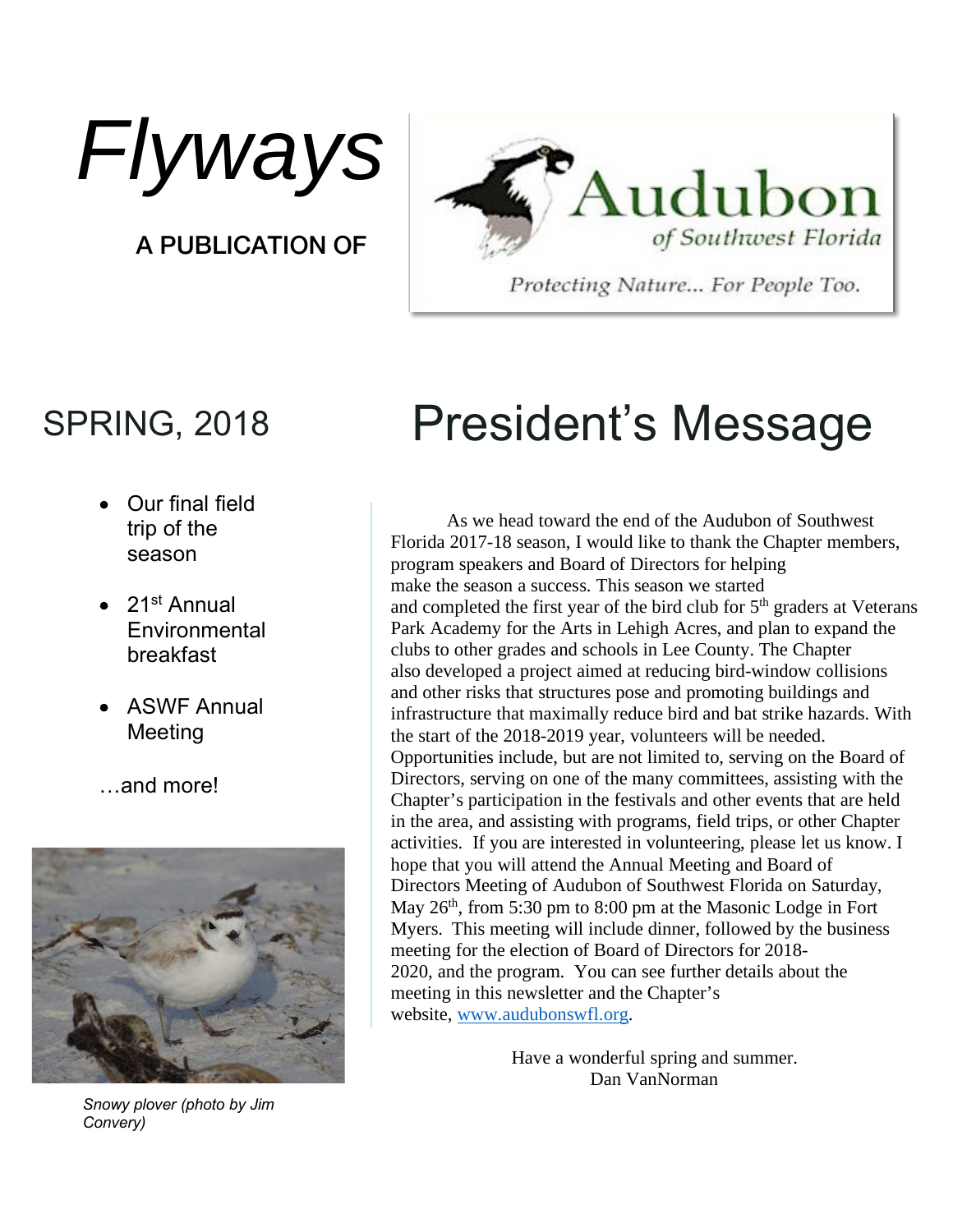# *Flyways*

**A PUBLICATION OF**

Audubon of Southwest Florida

*Protecting Nature... For People Too.*

## SPRING, 2018

- Our final field trip of the season
- 21st Annual Environmental breakfast
- ASWF Annual Meeting

…and more!

*Snowy plover (photo by Jim Convery)*

# President's Message

As we head toward the end of the Audubon of Southwest Florida 2017-18 season, I would like to thank the Chapter members, program speakers and Board of Directors for helping make the season a success. This season we started and completed the first year of the bird club for 5th graders at Veterans Park Academy for the Arts in Lehigh Acres, and plan to expand the clubs to other grades and schools in Lee County. The Chapter also developed a project aimed at reducing bird-window collisions and other risks that structures pose and promoting buildings and infrastructure that maximally reduce bird and bat strike hazards. With the start of the 2018-2019 year, volunteers will be needed. Opportunities include, but are not limited to, serving on the Board of Directors, serving on one of the many committees, assisting with the Chapter's participation in the festivals and other events that are held in the area, and assisting with programs, field trips, or other Chapter activities. If you are interested in volunteering, please let us know. I hope that you will attend the Annual Meeting and Board of Directors Meeting of Audubon of Southwest Florida on Saturday, May 26th, from 5:30 pm to 8:00 pm at the Masonic Lodge in Fort Myers. This meeting will include dinner, followed by the business meeting for the election of Board of Directors for 2018-2020, and the program. You can see further details about the meeting in this newsletter and the Chapter's website, www.audubonswfl.org.

Have a wonderful spring and summer.
Dan VanNorman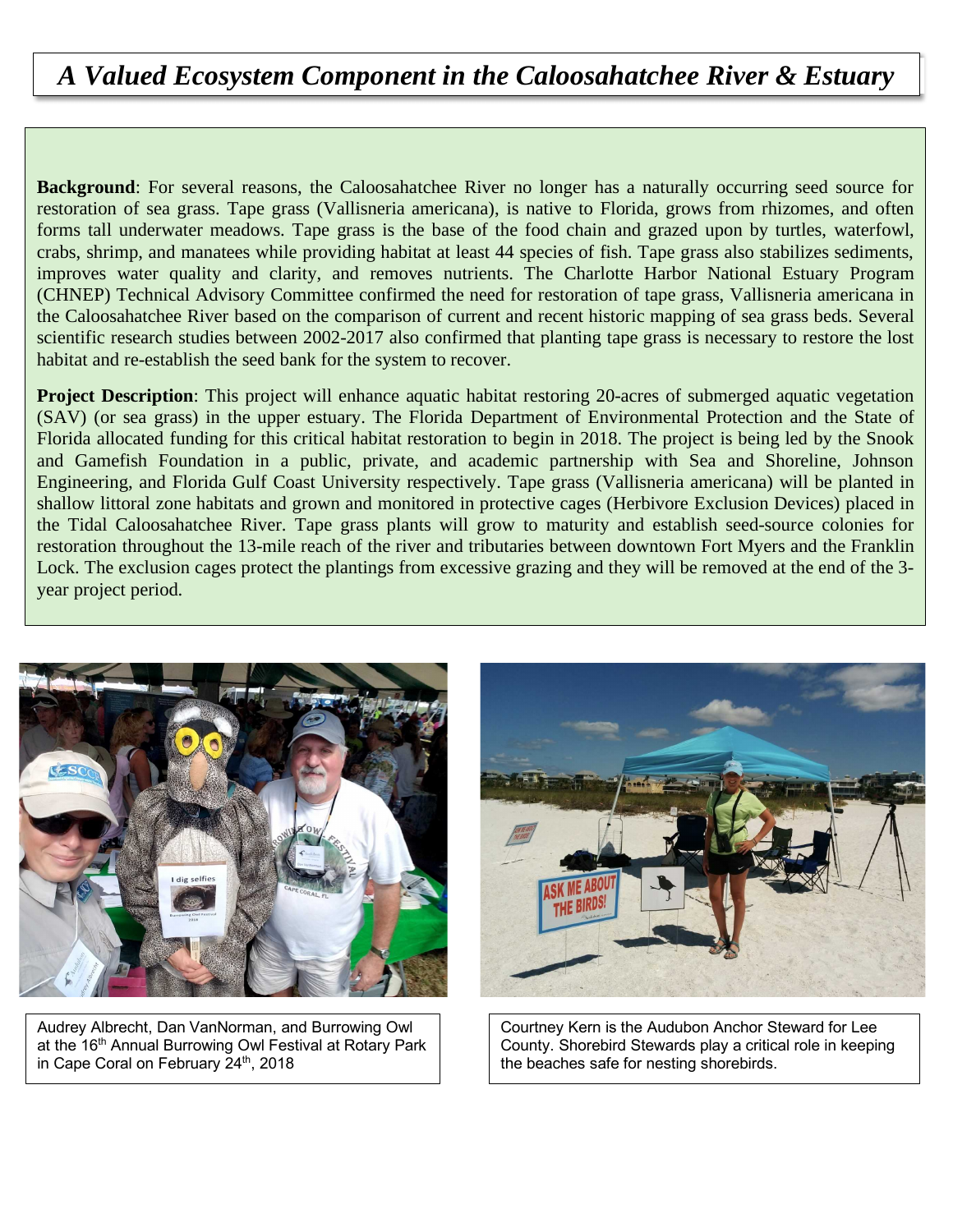# *A Valued Ecosystem Component in the Caloosahatchee River & Estuary*

**Background**: For several reasons, the Caloosahatchee River no longer has a naturally occurring seed source for restoration of sea grass. Tape grass (Vallisneria americana), is native to Florida, grows from rhizomes, and often forms tall underwater meadows. Tape grass is the base of the food chain and grazed upon by turtles, waterfowl, crabs, shrimp, and manatees while providing habitat at least 44 species of fish. Tape grass also stabilizes sediments, improves water quality and clarity, and removes nutrients. The Charlotte Harbor National Estuary Program (CHNEP) Technical Advisory Committee confirmed the need for restoration of tape grass, Vallisneria americana in the Caloosahatchee River based on the comparison of current and recent historic mapping of sea grass beds. Several scientific research studies between 2002-2017 also confirmed that planting tape grass is necessary to restore the lost habitat and re-establish the seed bank for the system to recover.

**Project Description**: This project will enhance aquatic habitat restoring 20-acres of submerged aquatic vegetation (SAV) (or sea grass) in the upper estuary. The Florida Department of Environmental Protection and the State of Florida allocated funding for this critical habitat restoration to begin in 2018. The project is being led by the Snook and Gamefish Foundation in a public, private, and academic partnership with Sea and Shoreline, Johnson Engineering, and Florida Gulf Coast University respectively. Tape grass (Vallisneria americana) will be planted in shallow littoral zone habitats and grown and monitored in protective cages (Herbivore Exclusion Devices) placed in the Tidal Caloosahatchee River. Tape grass plants will grow to maturity and establish seed-source colonies for restoration throughout the 13-mile reach of the river and tributaries between downtown Fort Myers and the Franklin Lock. The exclusion cages protect the plantings from excessive grazing and they will be removed at the end of the 3-year project period.

Audrey Albrecht, Dan VanNorman, and Burrowing Owl at the 16th Annual Burrowing Owl Festival at Rotary Park in Cape Coral on February 24th, 2018

Courtney Kern is the Audubon Anchor Steward for Lee County. Shorebird Stewards play a critical role in keeping the beaches safe for nesting shorebirds.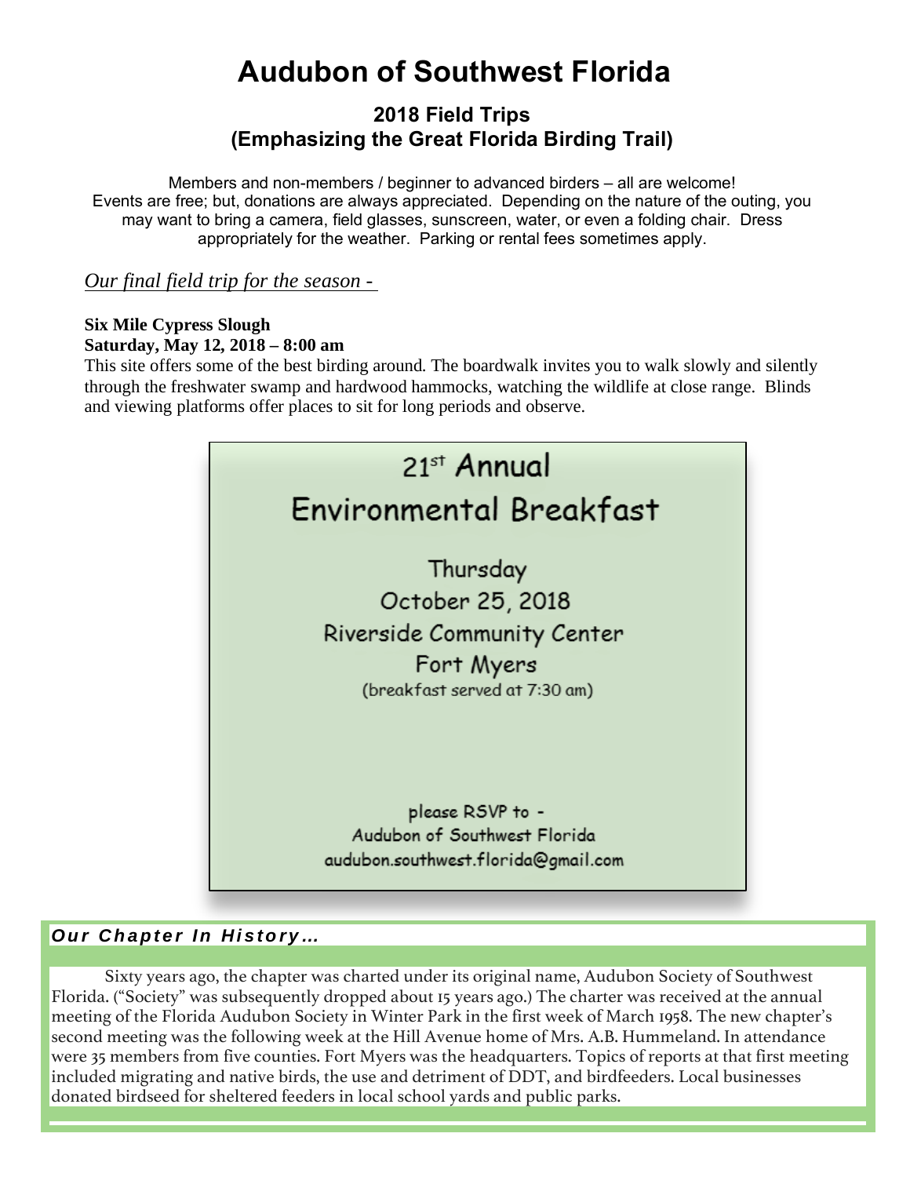# Audubon of Southwest Florida

## 2018 Field Trips
## (Emphasizing the Great Florida Birding Trail)

Members and non-members / beginner to advanced birders – all are welcome!
Events are free; but, donations are always appreciated. Depending on the nature of the outing, you may want to bring a camera, field glasses, sunscreen, water, or even a folding chair. Dress appropriately for the weather. Parking or rental fees sometimes apply.

*Our final field trip for the season -*

**Six Mile Cypress Slough**
**Saturday, May 12, 2018 – 8:00 am**
This site offers some of the best birding around. The boardwalk invites you to walk slowly and silently through the freshwater swamp and hardwood hammocks, watching the wildlife at close range. Blinds and viewing platforms offer places to sit for long periods and observe.

## 21st Annual Environmental Breakfast

Thursday
October 25, 2018
Riverside Community Center
Fort Myers
(breakfast served at 7:30 am)

please RSVP to -
Audubon of Southwest Florida
audubon.southwest.florida@gmail.com

### *Our Chapter In History…*

Sixty years ago, the chapter was charted under its original name, Audubon Society of Southwest Florida. ("Society" was subsequently dropped about 15 years ago.) The charter was received at the annual meeting of the Florida Audubon Society in Winter Park in the first week of March 1958. The new chapter's second meeting was the following week at the Hill Avenue home of Mrs. A.B. Hummeland. In attendance were 35 members from five counties. Fort Myers was the headquarters. Topics of reports at that first meeting included migrating and native birds, the use and detriment of DDT, and birdfeeders. Local businesses donated birdseed for sheltered feeders in local school yards and public parks.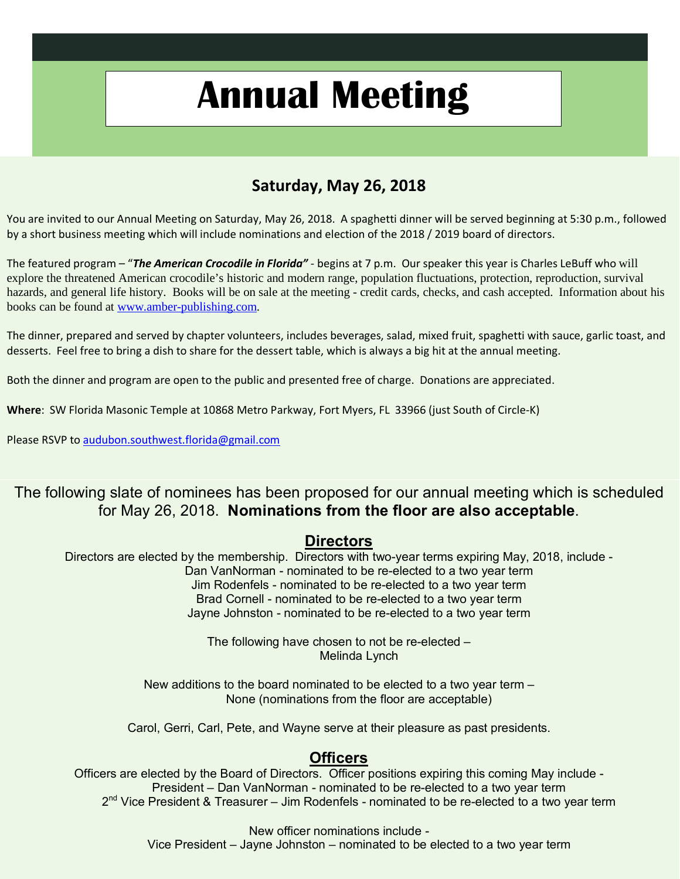# Annual Meeting

## Saturday, May 26, 2018

You are invited to our Annual Meeting on Saturday, May 26, 2018. A spaghetti dinner will be served beginning at 5:30 p.m., followed by a short business meeting which will include nominations and election of the 2018 / 2019 board of directors.

The featured program – "***The American Crocodile in Florida"*** - begins at 7 p.m. Our speaker this year is Charles LeBuff who will explore the threatened American crocodile's historic and modern range, population fluctuations, protection, reproduction, survival hazards, and general life history. Books will be on sale at the meeting - credit cards, checks, and cash accepted. Information about his books can be found at [www.amber-publishing.com](http://www.amber-publishing.com).

The dinner, prepared and served by chapter volunteers, includes beverages, salad, mixed fruit, spaghetti with sauce, garlic toast, and desserts. Feel free to bring a dish to share for the dessert table, which is always a big hit at the annual meeting.

Both the dinner and program are open to the public and presented free of charge. Donations are appreciated.

**Where**: SW Florida Masonic Temple at 10868 Metro Parkway, Fort Myers, FL 33966 (just South of Circle-K)

Please RSVP to [audubon.southwest.florida@gmail.com](mailto:audubon.southwest.florida@gmail.com)

The following slate of nominees has been proposed for our annual meeting which is scheduled for May 26, 2018. **Nominations from the floor are also acceptable**.

## Directors

Directors are elected by the membership. Directors with two-year terms expiring May, 2018, include -

Dan VanNorman - nominated to be re-elected to a two year term
Jim Rodenfels - nominated to be re-elected to a two year term
Brad Cornell - nominated to be re-elected to a two year term
Jayne Johnston - nominated to be re-elected to a two year term

The following have chosen to not be re-elected –
Melinda Lynch

New additions to the board nominated to be elected to a two year term –
None (nominations from the floor are acceptable)

Carol, Gerri, Carl, Pete, and Wayne serve at their pleasure as past presidents.

## Officers

Officers are elected by the Board of Directors. Officer positions expiring this coming May include -

President – Dan VanNorman - nominated to be re-elected to a two year term
2nd Vice President & Treasurer – Jim Rodenfels - nominated to be re-elected to a two year term

New officer nominations include -
Vice President – Jayne Johnston – nominated to be elected to a two year term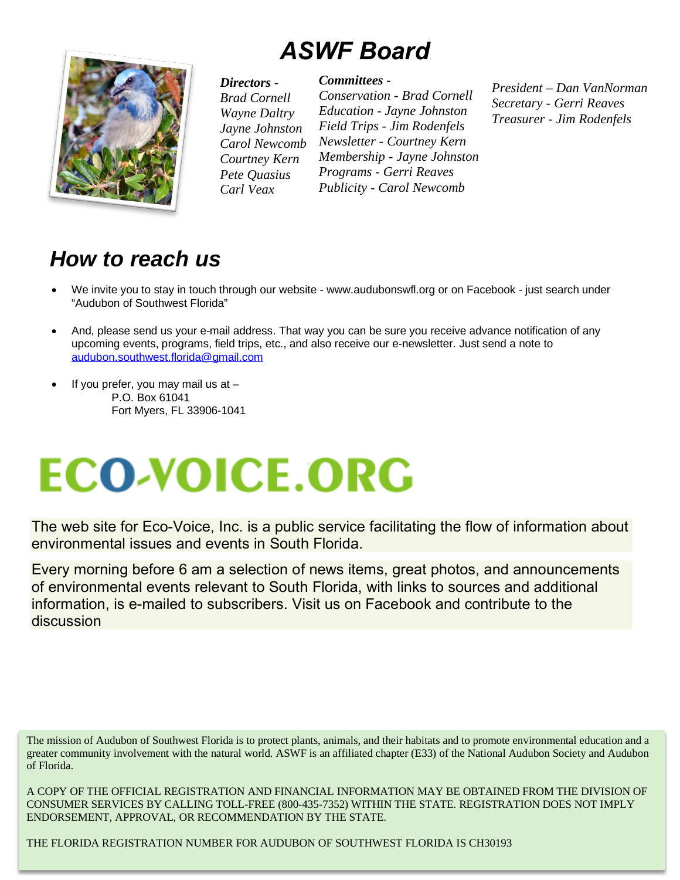# ASWF Board

***Directors -***
*Brad Cornell*
*Wayne Daltry*
*Jayne Johnston*
*Carol Newcomb*
*Courtney Kern*
*Pete Quasius*
*Carl Veax*

***Committees -***
*Conservation - Brad Cornell*
*Education - Jayne Johnston*
*Field Trips - Jim Rodenfels*
*Newsletter - Courtney Kern*
*Membership - Jayne Johnston*
*Programs - Gerri Reaves*
*Publicity - Carol Newcomb*

*President – Dan VanNorman*
*Secretary - Gerri Reaves*
*Treasurer - Jim Rodenfels*

## *How to reach us*

- We invite you to stay in touch through our website - www.audubonswfl.org or on Facebook - just search under "Audubon of Southwest Florida"
- And, please send us your e-mail address. That way you can be sure you receive advance notification of any upcoming events, programs, field trips, etc., and also receive our e-newsletter. Just send a note to audubon.southwest.florida@gmail.com
- If you prefer, you may mail us at –
  P.O. Box 61041
  Fort Myers, FL 33906-1041

# ECO-VOICE.ORG

The web site for Eco-Voice, Inc. is a public service facilitating the flow of information about environmental issues and events in South Florida.

Every morning before 6 am a selection of news items, great photos, and announcements of environmental events relevant to South Florida, with links to sources and additional information, is e-mailed to subscribers. Visit us on Facebook and contribute to the discussion

The mission of Audubon of Southwest Florida is to protect plants, animals, and their habitats and to promote environmental education and a greater community involvement with the natural world. ASWF is an affiliated chapter (E33) of the National Audubon Society and Audubon of Florida.

A COPY OF THE OFFICIAL REGISTRATION AND FINANCIAL INFORMATION MAY BE OBTAINED FROM THE DIVISION OF CONSUMER SERVICES BY CALLING TOLL-FREE (800-435-7352) WITHIN THE STATE. REGISTRATION DOES NOT IMPLY ENDORSEMENT, APPROVAL, OR RECOMMENDATION BY THE STATE.

THE FLORIDA REGISTRATION NUMBER FOR AUDUBON OF SOUTHWEST FLORIDA IS CH30193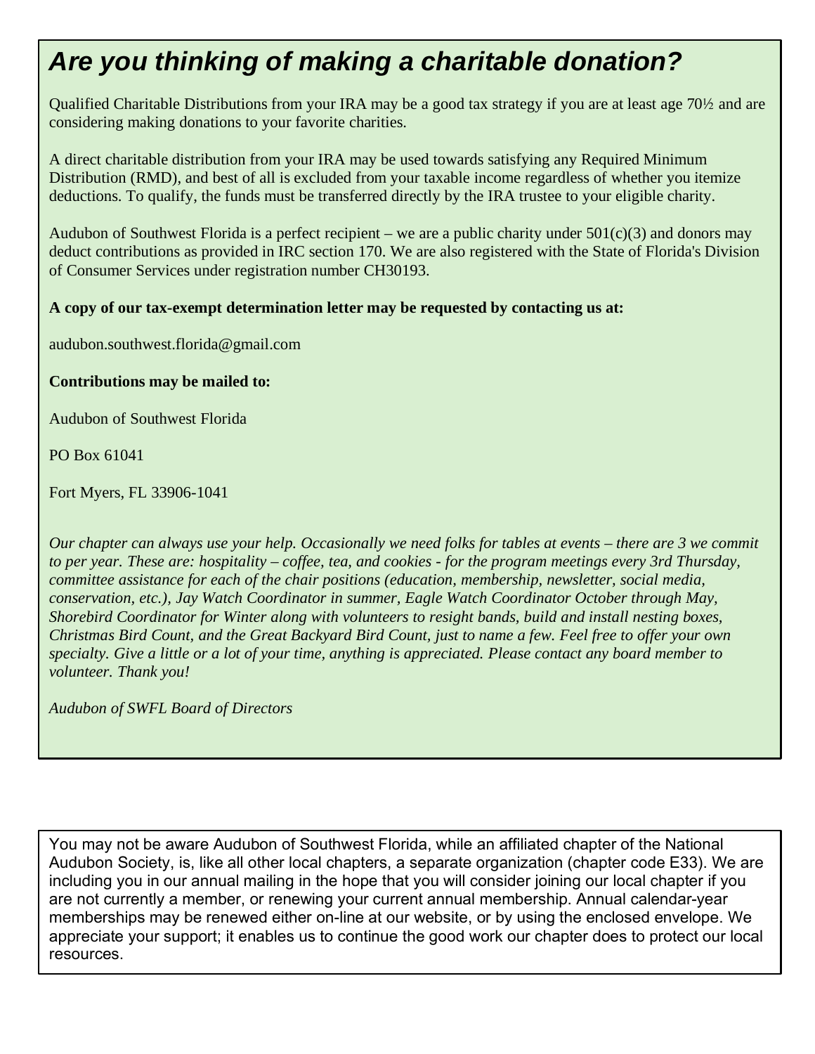# *Are you thinking of making a charitable donation?*

Qualified Charitable Distributions from your IRA may be a good tax strategy if you are at least age 70½ and are considering making donations to your favorite charities.

A direct charitable distribution from your IRA may be used towards satisfying any Required Minimum Distribution (RMD), and best of all is excluded from your taxable income regardless of whether you itemize deductions. To qualify, the funds must be transferred directly by the IRA trustee to your eligible charity.

Audubon of Southwest Florida is a perfect recipient – we are a public charity under 501(c)(3) and donors may deduct contributions as provided in IRC section 170. We are also registered with the State of Florida's Division of Consumer Services under registration number CH30193.

**A copy of our tax-exempt determination letter may be requested by contacting us at:**

audubon.southwest.florida@gmail.com

**Contributions may be mailed to:**

Audubon of Southwest Florida

PO Box 61041

Fort Myers, FL 33906-1041

*Our chapter can always use your help. Occasionally we need folks for tables at events – there are 3 we commit to per year. These are: hospitality – coffee, tea, and cookies - for the program meetings every 3rd Thursday, committee assistance for each of the chair positions (education, membership, newsletter, social media, conservation, etc.), Jay Watch Coordinator in summer, Eagle Watch Coordinator October through May, Shorebird Coordinator for Winter along with volunteers to resight bands, build and install nesting boxes, Christmas Bird Count, and the Great Backyard Bird Count, just to name a few. Feel free to offer your own specialty. Give a little or a lot of your time, anything is appreciated. Please contact any board member to volunteer. Thank you!*

*Audubon of SWFL Board of Directors*

You may not be aware Audubon of Southwest Florida, while an affiliated chapter of the National Audubon Society, is, like all other local chapters, a separate organization (chapter code E33). We are including you in our annual mailing in the hope that you will consider joining our local chapter if you are not currently a member, or renewing your current annual membership. Annual calendar-year memberships may be renewed either on-line at our website, or by using the enclosed envelope. We appreciate your support; it enables us to continue the good work our chapter does to protect our local resources.